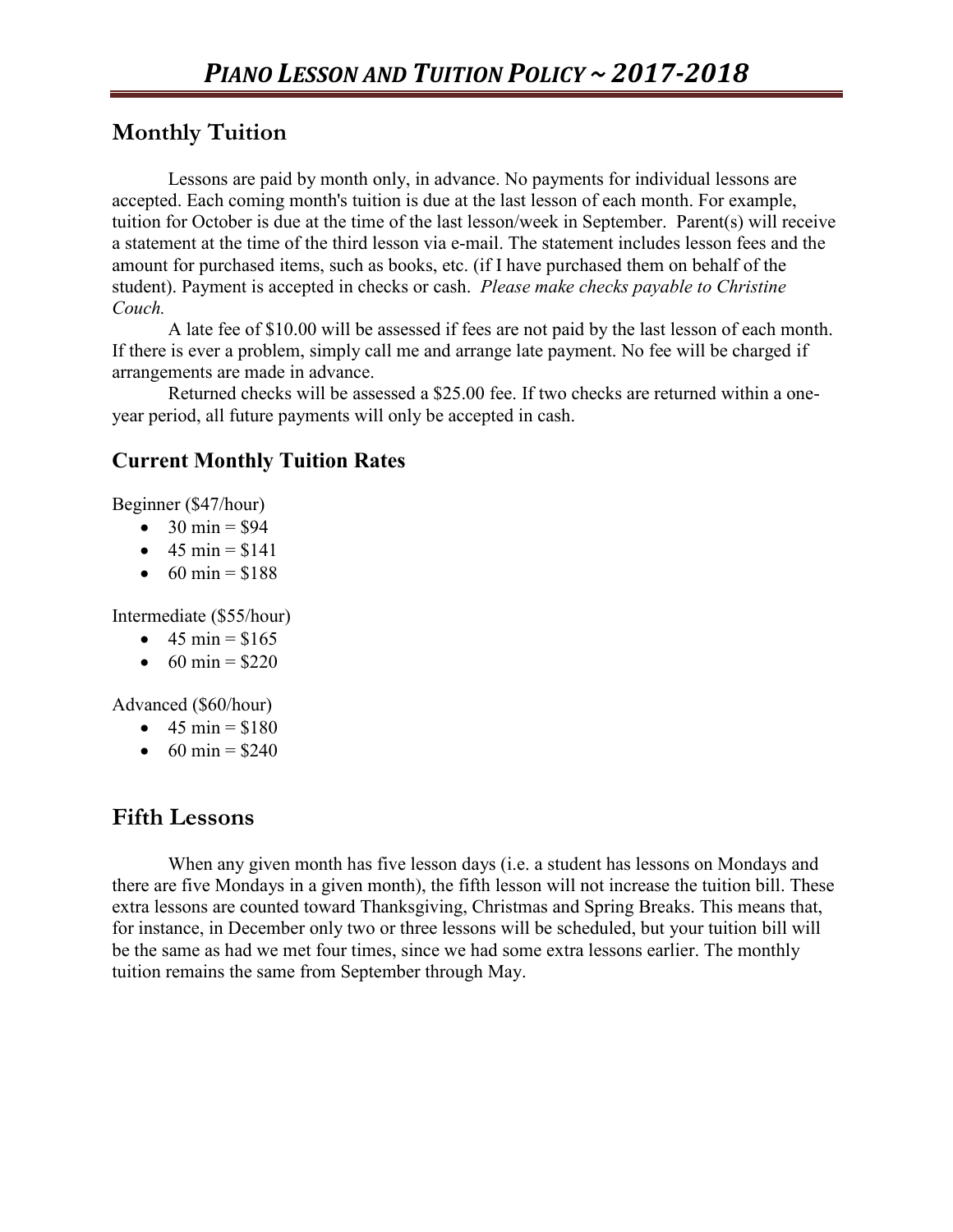# *PIANO LESSON AND TUITION POLICY ~ 2017-2018*

## Monthly Tuition

Lessons are paid by month only, in advance. No payments for individual lessons are accepted. Each coming month's tuition is due at the last lesson of each month. For example, tuition for October is due at the time of the last lesson/week in September. Parent(s) will receive a statement at the time of the third lesson via e-mail. The statement includes lesson fees and the amount for purchased items, such as books, etc. (if I have purchased them on behalf of the student). Payment is accepted in checks or cash. *Please make checks payable to Christine Couch.*

A late fee of $10.00 will be assessed if fees are not paid by the last lesson of each month. If there is ever a problem, simply call me and arrange late payment. No fee will be charged if arrangements are made in advance.

Returned checks will be assessed a $25.00 fee. If two checks are returned within a one-year period, all future payments will only be accepted in cash.

### Current Monthly Tuition Rates

Beginner ($47/hour)

- 30 min = $94
- 45 min = $141
- 60 min = $188

Intermediate ($55/hour)

- 45 min = $165
- 60 min = $220

Advanced ($60/hour)

- 45 min = $180
- 60 min = $240

## Fifth Lessons

When any given month has five lesson days (i.e. a student has lessons on Mondays and there are five Mondays in a given month), the fifth lesson will not increase the tuition bill. These extra lessons are counted toward Thanksgiving, Christmas and Spring Breaks. This means that, for instance, in December only two or three lessons will be scheduled, but your tuition bill will be the same as had we met four times, since we had some extra lessons earlier. The monthly tuition remains the same from September through May.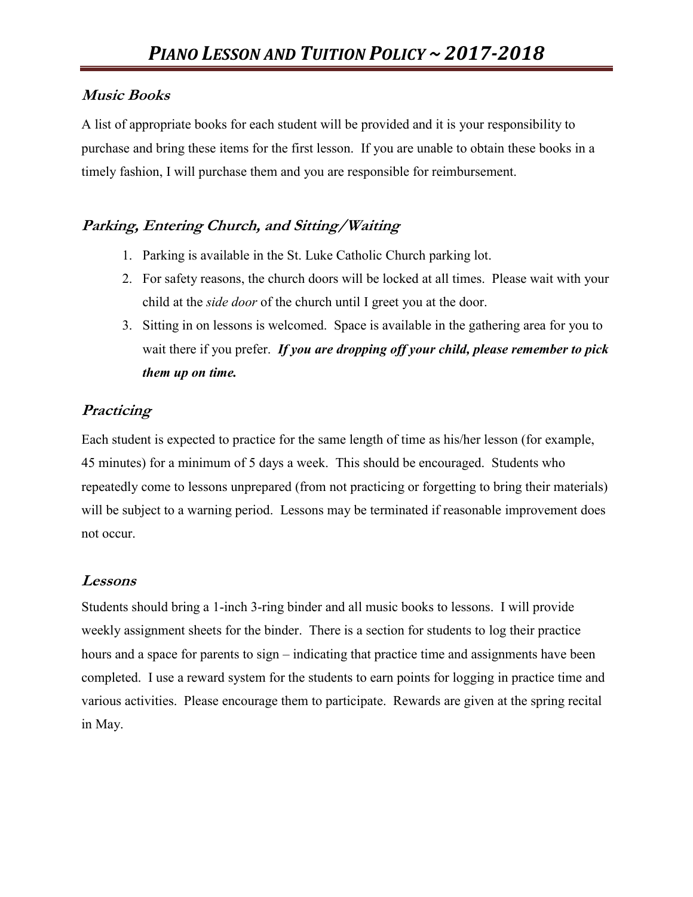# PIANO LESSON AND TUITION POLICY ~ 2017-2018

### Music Books

A list of appropriate books for each student will be provided and it is your responsibility to purchase and bring these items for the first lesson. If you are unable to obtain these books in a timely fashion, I will purchase them and you are responsible for reimbursement.

### Parking, Entering Church, and Sitting/Waiting

1. Parking is available in the St. Luke Catholic Church parking lot.
2. For safety reasons, the church doors will be locked at all times. Please wait with your child at the *side door* of the church until I greet you at the door.
3. Sitting in on lessons is welcomed. Space is available in the gathering area for you to wait there if you prefer. ***If you are dropping off your child, please remember to pick them up on time.***

### Practicing

Each student is expected to practice for the same length of time as his/her lesson (for example, 45 minutes) for a minimum of 5 days a week. This should be encouraged. Students who repeatedly come to lessons unprepared (from not practicing or forgetting to bring their materials) will be subject to a warning period. Lessons may be terminated if reasonable improvement does not occur.

### Lessons

Students should bring a 1-inch 3-ring binder and all music books to lessons. I will provide weekly assignment sheets for the binder. There is a section for students to log their practice hours and a space for parents to sign – indicating that practice time and assignments have been completed. I use a reward system for the students to earn points for logging in practice time and various activities. Please encourage them to participate. Rewards are given at the spring recital in May.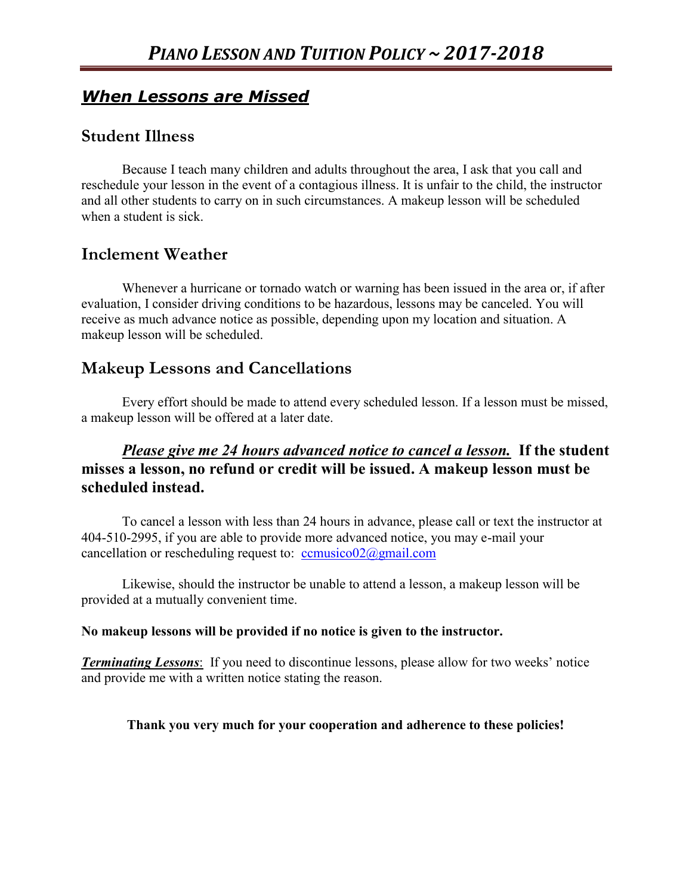# *Piano Lesson and Tuition Policy ~ 2017-2018*

## ***When Lessons are Missed***

### Student Illness

Because I teach many children and adults throughout the area, I ask that you call and reschedule your lesson in the event of a contagious illness. It is unfair to the child, the instructor and all other students to carry on in such circumstances. A makeup lesson will be scheduled when a student is sick.

### Inclement Weather

Whenever a hurricane or tornado watch or warning has been issued in the area or, if after evaluation, I consider driving conditions to be hazardous, lessons may be canceled. You will receive as much advance notice as possible, depending upon my location and situation. A makeup lesson will be scheduled.

### Makeup Lessons and Cancellations

Every effort should be made to attend every scheduled lesson. If a lesson must be missed, a makeup lesson will be offered at a later date.

***Please give me 24 hours advanced notice to cancel a lesson.*** **If the student misses a lesson, no refund or credit will be issued. A makeup lesson must be scheduled instead.**

To cancel a lesson with less than 24 hours in advance, please call or text the instructor at 404-510-2995, if you are able to provide more advanced notice, you may e-mail your cancellation or rescheduling request to: ccmusico02@gmail.com

Likewise, should the instructor be unable to attend a lesson, a makeup lesson will be provided at a mutually convenient time.

**No makeup lessons will be provided if no notice is given to the instructor.**

***Terminating Lessons***: If you need to discontinue lessons, please allow for two weeks' notice and provide me with a written notice stating the reason.

**Thank you very much for your cooperation and adherence to these policies!**